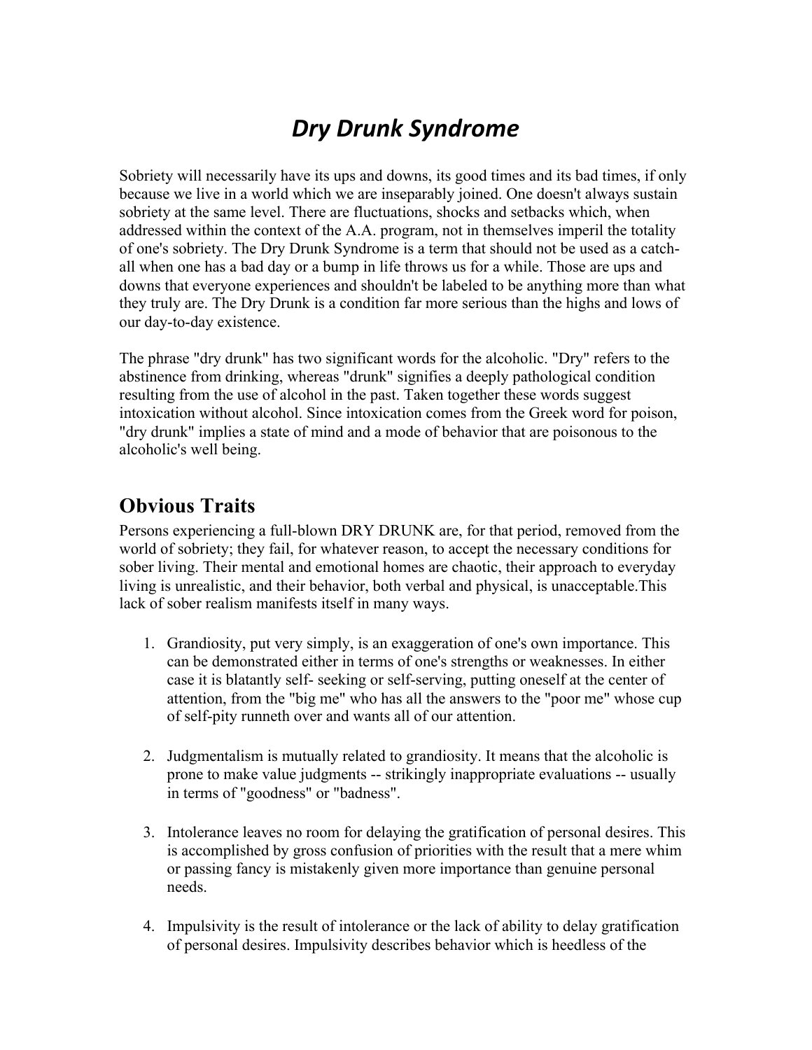# *Dry Drunk Syndrome*

Sobriety will necessarily have its ups and downs, its good times and its bad times, if only because we live in a world which we are inseparably joined. One doesn't always sustain sobriety at the same level. There are fluctuations, shocks and setbacks which, when addressed within the context of the A.A. program, not in themselves imperil the totality of one's sobriety. The Dry Drunk Syndrome is a term that should not be used as a catch-all when one has a bad day or a bump in life throws us for a while. Those are ups and downs that everyone experiences and shouldn't be labeled to be anything more than what they truly are. The Dry Drunk is a condition far more serious than the highs and lows of our day-to-day existence.

The phrase "dry drunk" has two significant words for the alcoholic. "Dry" refers to the abstinence from drinking, whereas "drunk" signifies a deeply pathological condition resulting from the use of alcohol in the past. Taken together these words suggest intoxication without alcohol. Since intoxication comes from the Greek word for poison, "dry drunk" implies a state of mind and a mode of behavior that are poisonous to the alcoholic's well being.

## Obvious Traits

Persons experiencing a full-blown DRY DRUNK are, for that period, removed from the world of sobriety; they fail, for whatever reason, to accept the necessary conditions for sober living. Their mental and emotional homes are chaotic, their approach to everyday living is unrealistic, and their behavior, both verbal and physical, is unacceptable.This lack of sober realism manifests itself in many ways.

1. Grandiosity, put very simply, is an exaggeration of one's own importance. This can be demonstrated either in terms of one's strengths or weaknesses. In either case it is blatantly self- seeking or self-serving, putting oneself at the center of attention, from the "big me" who has all the answers to the "poor me" whose cup of self-pity runneth over and wants all of our attention.

2. Judgmentalism is mutually related to grandiosity. It means that the alcoholic is prone to make value judgments -- strikingly inappropriate evaluations -- usually in terms of "goodness" or "badness".

3. Intolerance leaves no room for delaying the gratification of personal desires. This is accomplished by gross confusion of priorities with the result that a mere whim or passing fancy is mistakenly given more importance than genuine personal needs.

4. Impulsivity is the result of intolerance or the lack of ability to delay gratification of personal desires. Impulsivity describes behavior which is heedless of the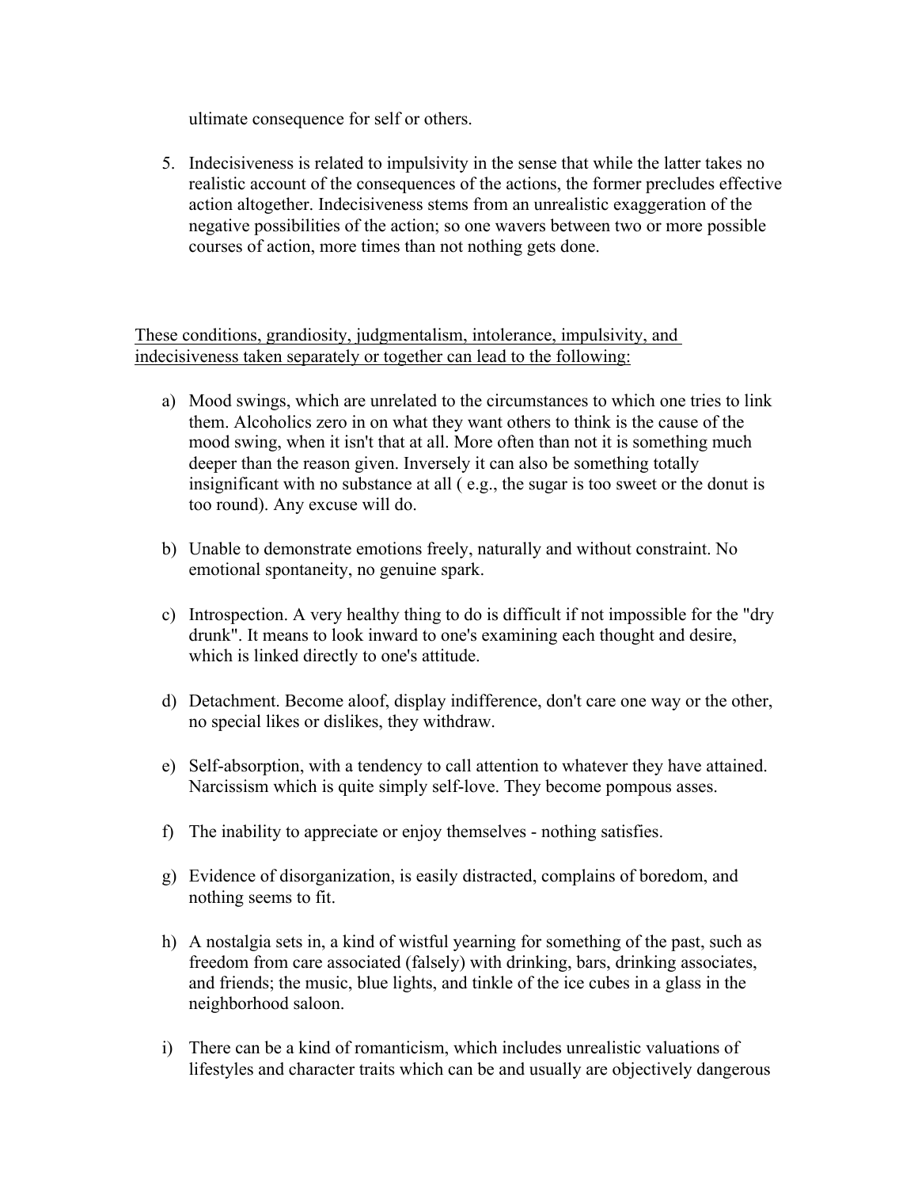ultimate consequence for self or others.

5. Indecisiveness is related to impulsivity in the sense that while the latter takes no realistic account of the consequences of the actions, the former precludes effective action altogether. Indecisiveness stems from an unrealistic exaggeration of the negative possibilities of the action; so one wavers between two or more possible courses of action, more times than not nothing gets done.

<u>These conditions, grandiosity, judgmentalism, intolerance, impulsivity, and indecisiveness taken separately or together can lead to the following:</u>

a) Mood swings, which are unrelated to the circumstances to which one tries to link them. Alcoholics zero in on what they want others to think is the cause of the mood swing, when it isn't that at all. More often than not it is something much deeper than the reason given. Inversely it can also be something totally insignificant with no substance at all ( e.g., the sugar is too sweet or the donut is too round). Any excuse will do.

b) Unable to demonstrate emotions freely, naturally and without constraint. No emotional spontaneity, no genuine spark.

c) Introspection. A very healthy thing to do is difficult if not impossible for the "dry drunk". It means to look inward to one's examining each thought and desire, which is linked directly to one's attitude.

d) Detachment. Become aloof, display indifference, don't care one way or the other, no special likes or dislikes, they withdraw.

e) Self-absorption, with a tendency to call attention to whatever they have attained. Narcissism which is quite simply self-love. They become pompous asses.

f) The inability to appreciate or enjoy themselves - nothing satisfies.

g) Evidence of disorganization, is easily distracted, complains of boredom, and nothing seems to fit.

h) A nostalgia sets in, a kind of wistful yearning for something of the past, such as freedom from care associated (falsely) with drinking, bars, drinking associates, and friends; the music, blue lights, and tinkle of the ice cubes in a glass in the neighborhood saloon.

i) There can be a kind of romanticism, which includes unrealistic valuations of lifestyles and character traits which can be and usually are objectively dangerous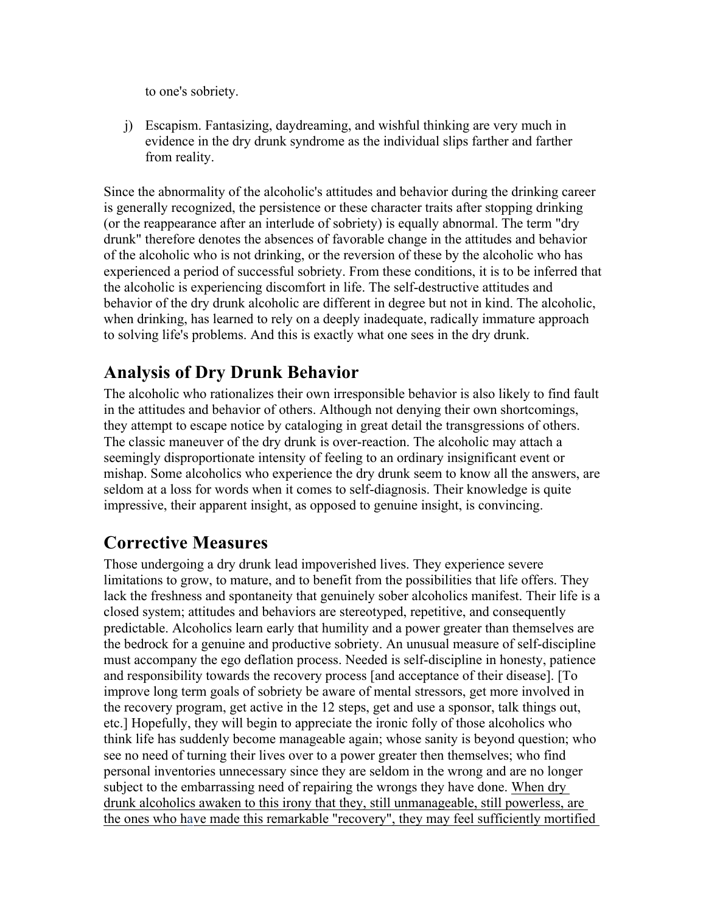to one's sobriety.

j) Escapism. Fantasizing, daydreaming, and wishful thinking are very much in evidence in the dry drunk syndrome as the individual slips farther and farther from reality.

Since the abnormality of the alcoholic's attitudes and behavior during the drinking career is generally recognized, the persistence or these character traits after stopping drinking (or the reappearance after an interlude of sobriety) is equally abnormal. The term "dry drunk" therefore denotes the absences of favorable change in the attitudes and behavior of the alcoholic who is not drinking, or the reversion of these by the alcoholic who has experienced a period of successful sobriety. From these conditions, it is to be inferred that the alcoholic is experiencing discomfort in life. The self-destructive attitudes and behavior of the dry drunk alcoholic are different in degree but not in kind. The alcoholic, when drinking, has learned to rely on a deeply inadequate, radically immature approach to solving life's problems. And this is exactly what one sees in the dry drunk.

## Analysis of Dry Drunk Behavior

The alcoholic who rationalizes their own irresponsible behavior is also likely to find fault in the attitudes and behavior of others. Although not denying their own shortcomings, they attempt to escape notice by cataloging in great detail the transgressions of others. The classic maneuver of the dry drunk is over-reaction. The alcoholic may attach a seemingly disproportionate intensity of feeling to an ordinary insignificant event or mishap. Some alcoholics who experience the dry drunk seem to know all the answers, are seldom at a loss for words when it comes to self-diagnosis. Their knowledge is quite impressive, their apparent insight, as opposed to genuine insight, is convincing.

## Corrective Measures

Those undergoing a dry drunk lead impoverished lives. They experience severe limitations to grow, to mature, and to benefit from the possibilities that life offers. They lack the freshness and spontaneity that genuinely sober alcoholics manifest. Their life is a closed system; attitudes and behaviors are stereotyped, repetitive, and consequently predictable. Alcoholics learn early that humility and a power greater than themselves are the bedrock for a genuine and productive sobriety. An unusual measure of self-discipline must accompany the ego deflation process. Needed is self-discipline in honesty, patience and responsibility towards the recovery process [and acceptance of their disease]. [To improve long term goals of sobriety be aware of mental stressors, get more involved in the recovery program, get active in the 12 steps, get and use a sponsor, talk things out, etc.] Hopefully, they will begin to appreciate the ironic folly of those alcoholics who think life has suddenly become manageable again; whose sanity is beyond question; who see no need of turning their lives over to a power greater then themselves; who find personal inventories unnecessary since they are seldom in the wrong and are no longer subject to the embarrassing need of repairing the wrongs they have done. When dry drunk alcoholics awaken to this irony that they, still unmanageable, still powerless, are the ones who have made this remarkable "recovery", they may feel sufficiently mortified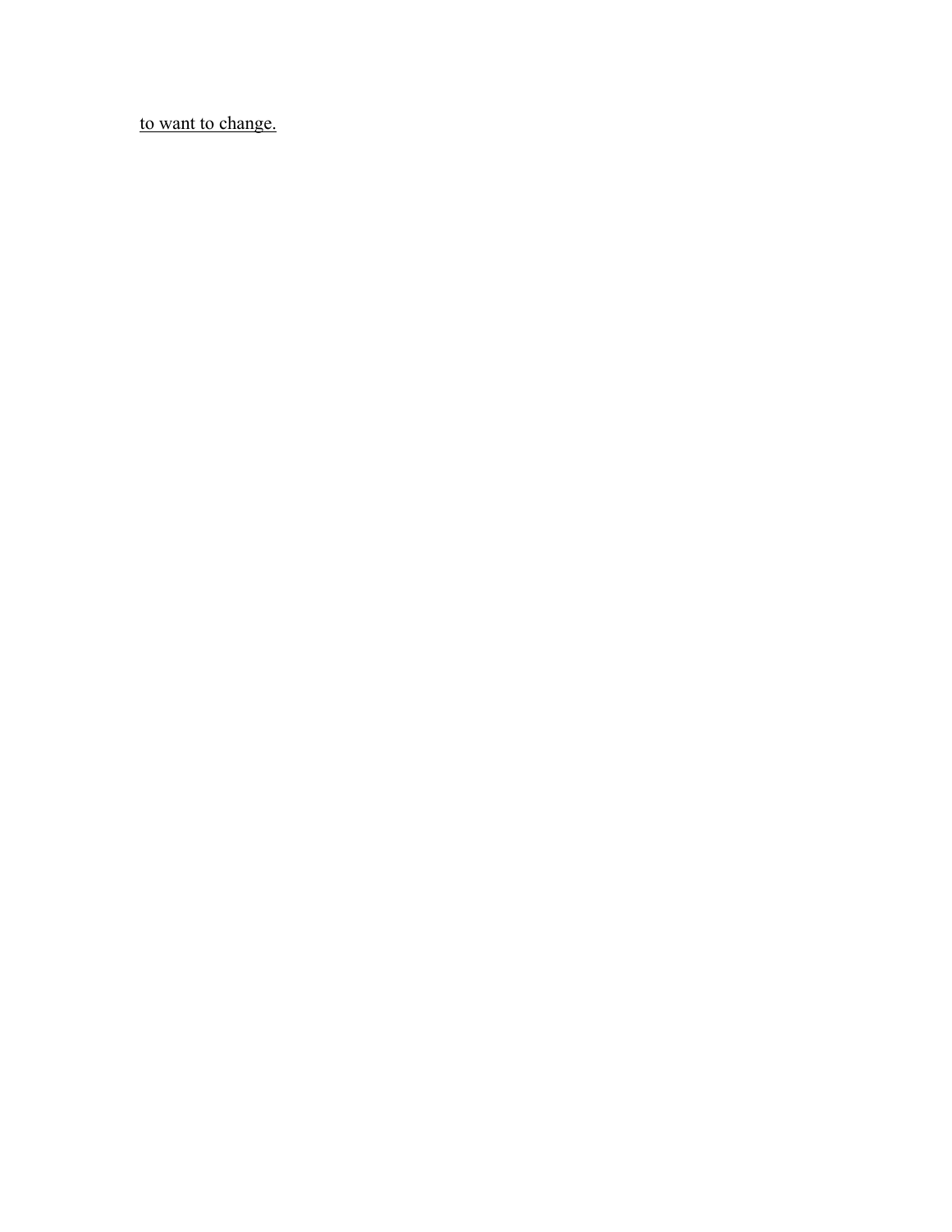<u>to want to change.</u>